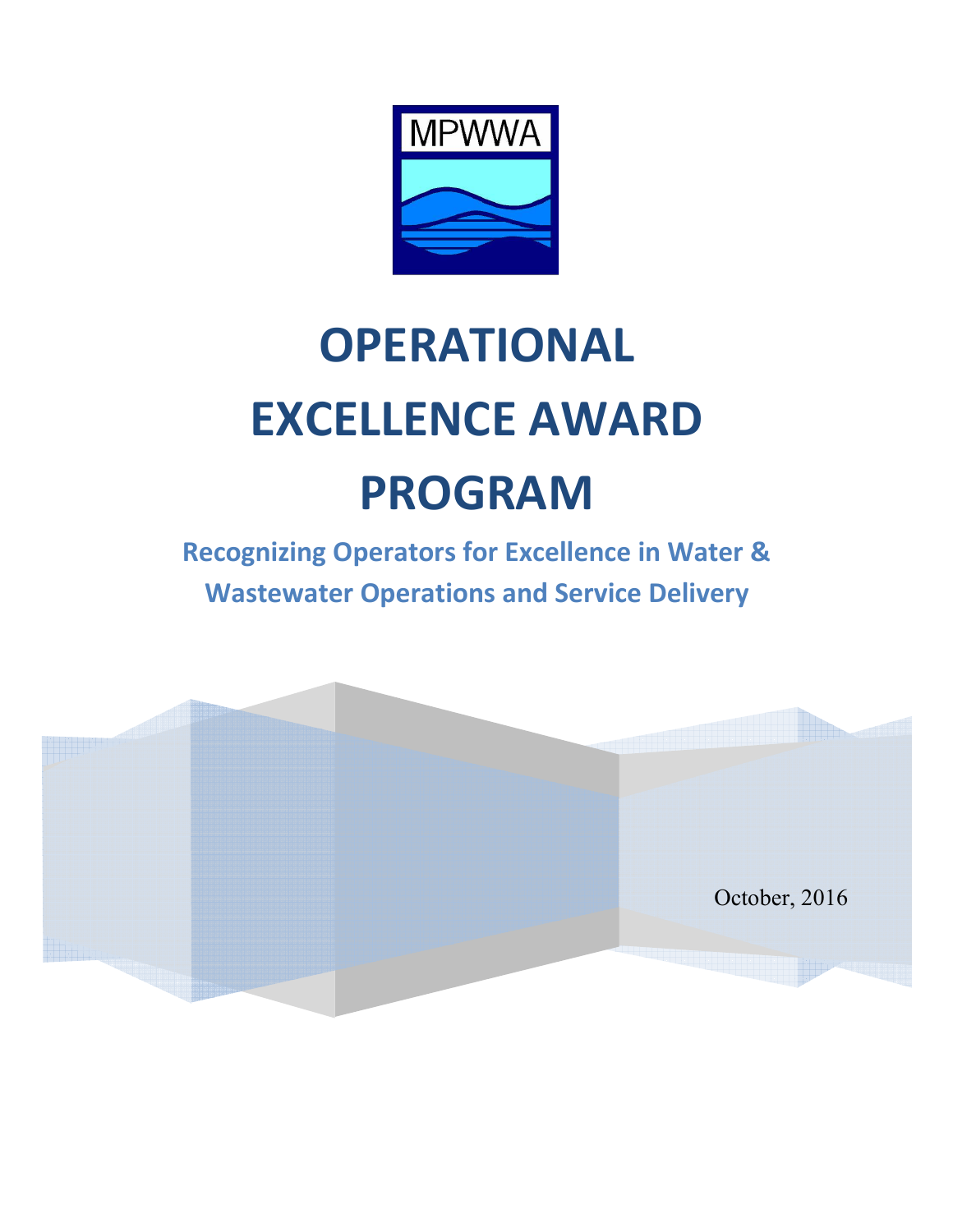MPWWA

# OPERATIONAL EXCELLENCE AWARD PROGRAM

## Recognizing Operators for Excellence in Water & Wastewater Operations and Service Delivery

October, 2016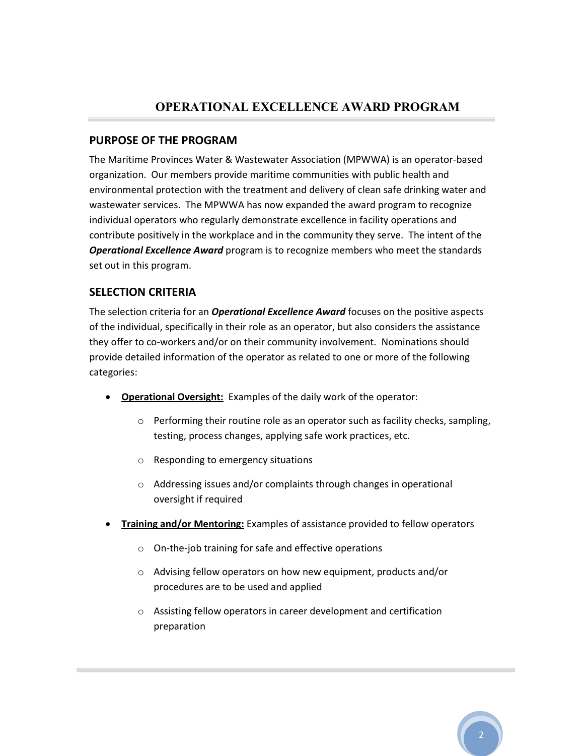# OPERATIONAL EXCELLENCE AWARD PROGRAM

## PURPOSE OF THE PROGRAM

The Maritime Provinces Water & Wastewater Association (MPWWA) is an operator-based organization. Our members provide maritime communities with public health and environmental protection with the treatment and delivery of clean safe drinking water and wastewater services. The MPWWA has now expanded the award program to recognize individual operators who regularly demonstrate excellence in facility operations and contribute positively in the workplace and in the community they serve. The intent of the ***Operational Excellence Award*** program is to recognize members who meet the standards set out in this program.

## SELECTION CRITERIA

The selection criteria for an ***Operational Excellence Award*** focuses on the positive aspects of the individual, specifically in their role as an operator, but also considers the assistance they offer to co-workers and/or on their community involvement. Nominations should provide detailed information of the operator as related to one or more of the following categories:

- **<u>Operational Oversight:</u>** Examples of the daily work of the operator:
  - Performing their routine role as an operator such as facility checks, sampling, testing, process changes, applying safe work practices, etc.
  - Responding to emergency situations
  - Addressing issues and/or complaints through changes in operational oversight if required
- **<u>Training and/or Mentoring:</u>** Examples of assistance provided to fellow operators
  - On-the-job training for safe and effective operations
  - Advising fellow operators on how new equipment, products and/or procedures are to be used and applied
  - Assisting fellow operators in career development and certification preparation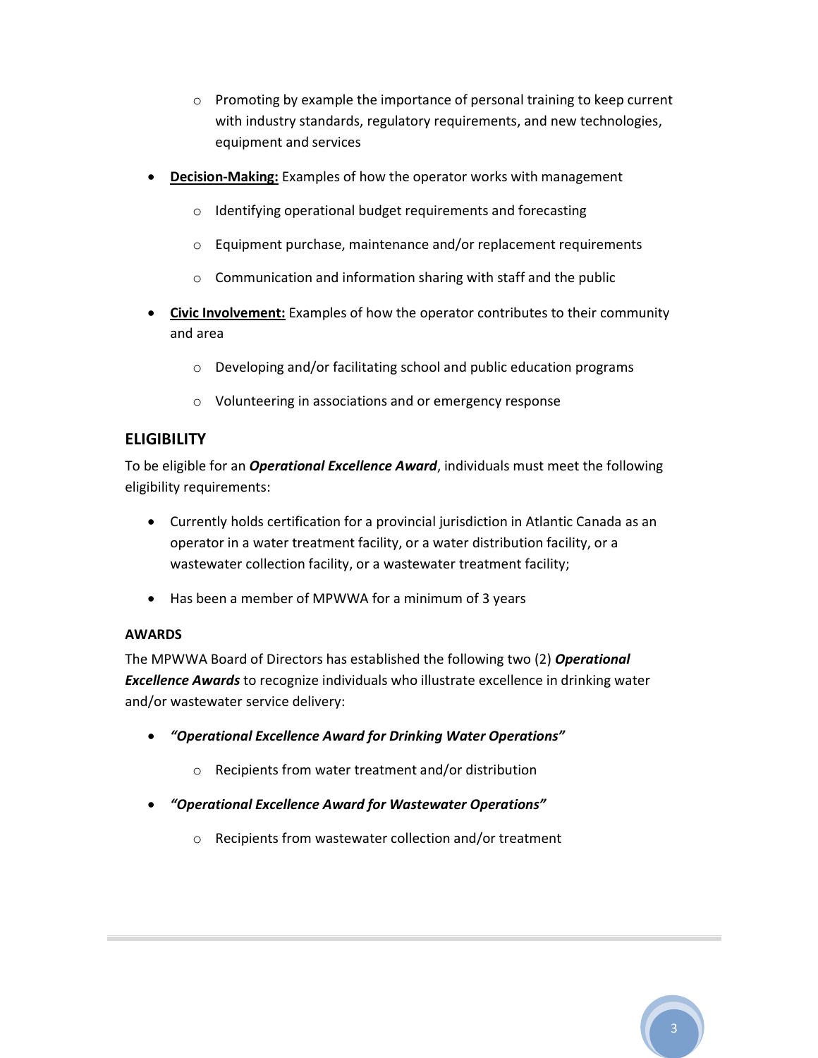- Promoting by example the importance of personal training to keep current with industry standards, regulatory requirements, and new technologies, equipment and services

- **Decision-Making:** Examples of how the operator works with management
    - Identifying operational budget requirements and forecasting
    - Equipment purchase, maintenance and/or replacement requirements
    - Communication and information sharing with staff and the public

- **Civic Involvement:** Examples of how the operator contributes to their community and area
    - Developing and/or facilitating school and public education programs
    - Volunteering in associations and or emergency response

## ELIGIBILITY

To be eligible for an ***Operational Excellence Award***, individuals must meet the following eligibility requirements:

- Currently holds certification for a provincial jurisdiction in Atlantic Canada as an operator in a water treatment facility, or a water distribution facility, or a wastewater collection facility, or a wastewater treatment facility;
- Has been a member of MPWWA for a minimum of 3 years

### AWARDS

The MPWWA Board of Directors has established the following two (2) ***Operational Excellence Awards*** to recognize individuals who illustrate excellence in drinking water and/or wastewater service delivery:

- ***"Operational Excellence Award for Drinking Water Operations"***
    - Recipients from water treatment and/or distribution
- ***"Operational Excellence Award for Wastewater Operations"***
    - Recipients from wastewater collection and/or treatment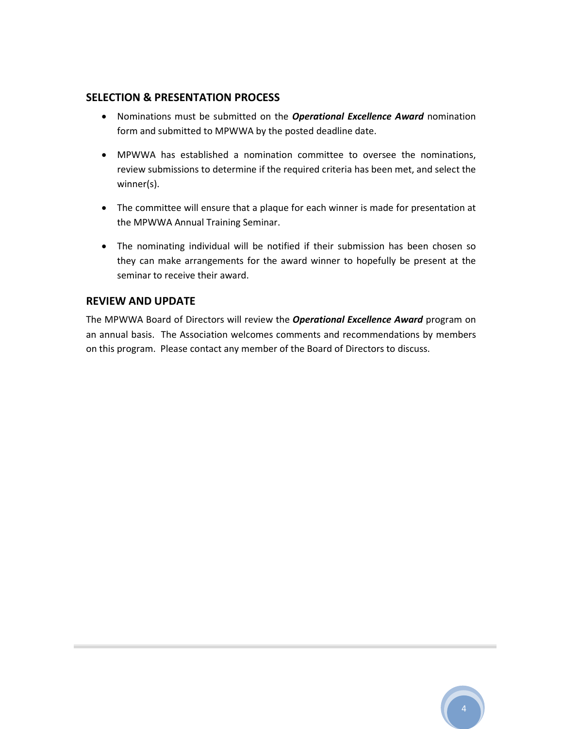## SELECTION & PRESENTATION PROCESS

- Nominations must be submitted on the ***Operational Excellence Award*** nomination form and submitted to MPWWA by the posted deadline date.
- MPWWA has established a nomination committee to oversee the nominations, review submissions to determine if the required criteria has been met, and select the winner(s).
- The committee will ensure that a plaque for each winner is made for presentation at the MPWWA Annual Training Seminar.
- The nominating individual will be notified if their submission has been chosen so they can make arrangements for the award winner to hopefully be present at the seminar to receive their award.

## REVIEW AND UPDATE

The MPWWA Board of Directors will review the ***Operational Excellence Award*** program on an annual basis. The Association welcomes comments and recommendations by members on this program. Please contact any member of the Board of Directors to discuss.